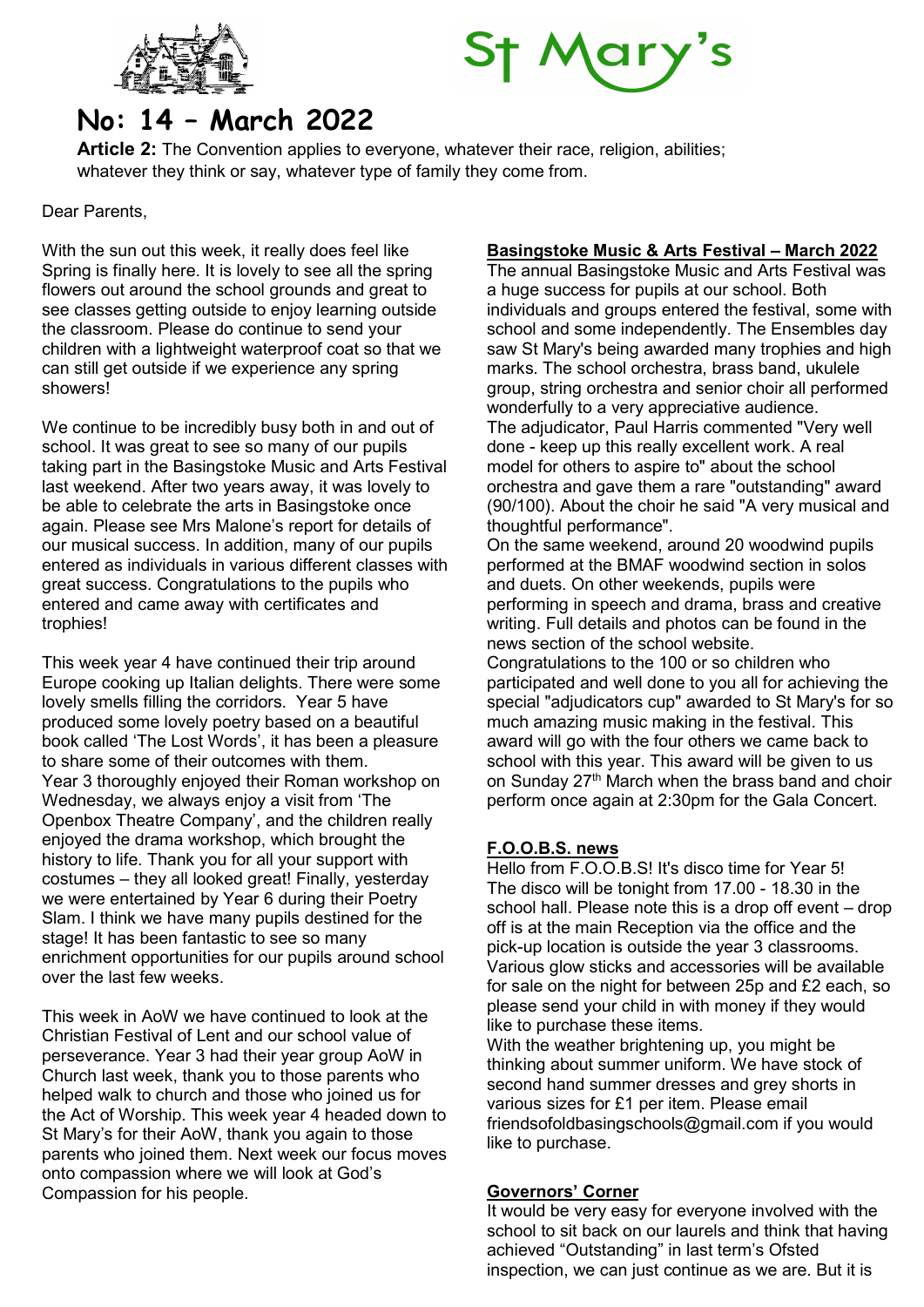# St Mary's

# No: 14 – March 2022

**Article 2:** The Convention applies to everyone, whatever their race, religion, abilities; whatever they think or say, whatever type of family they come from.

Dear Parents,

With the sun out this week, it really does feel like Spring is finally here. It is lovely to see all the spring flowers out around the school grounds and great to see classes getting outside to enjoy learning outside the classroom. Please do continue to send your children with a lightweight waterproof coat so that we can still get outside if we experience any spring showers!

We continue to be incredibly busy both in and out of school. It was great to see so many of our pupils taking part in the Basingstoke Music and Arts Festival last weekend. After two years away, it was lovely to be able to celebrate the arts in Basingstoke once again. Please see Mrs Malone's report for details of our musical success. In addition, many of our pupils entered as individuals in various different classes with great success. Congratulations to the pupils who entered and came away with certificates and trophies!

This week year 4 have continued their trip around Europe cooking up Italian delights. There were some lovely smells filling the corridors. Year 5 have produced some lovely poetry based on a beautiful book called 'The Lost Words', it has been a pleasure to share some of their outcomes with them. Year 3 thoroughly enjoyed their Roman workshop on Wednesday, we always enjoy a visit from 'The Openbox Theatre Company', and the children really enjoyed the drama workshop, which brought the history to life. Thank you for all your support with costumes – they all looked great! Finally, yesterday we were entertained by Year 6 during their Poetry Slam. I think we have many pupils destined for the stage! It has been fantastic to see so many enrichment opportunities for our pupils around school over the last few weeks.

This week in AoW we have continued to look at the Christian Festival of Lent and our school value of perseverance. Year 3 had their year group AoW in Church last week, thank you to those parents who helped walk to church and those who joined us for the Act of Worship. This week year 4 headed down to St Mary's for their AoW, thank you again to those parents who joined them. Next week our focus moves onto compassion where we will look at God's Compassion for his people.

## Basingstoke Music & Arts Festival – March 2022

The annual Basingstoke Music and Arts Festival was a huge success for pupils at our school. Both individuals and groups entered the festival, some with school and some independently. The Ensembles day saw St Mary's being awarded many trophies and high marks. The school orchestra, brass band, ukulele group, string orchestra and senior choir all performed wonderfully to a very appreciative audience.

The adjudicator, Paul Harris commented "Very well done - keep up this really excellent work. A real model for others to aspire to" about the school orchestra and gave them a rare "outstanding" award (90/100). About the choir he said "A very musical and thoughtful performance".

On the same weekend, around 20 woodwind pupils performed at the BMAF woodwind section in solos and duets. On other weekends, pupils were performing in speech and drama, brass and creative writing. Full details and photos can be found in the news section of the school website.

Congratulations to the 100 or so children who participated and well done to you all for achieving the special "adjudicators cup" awarded to St Mary's for so much amazing music making in the festival. This award will go with the four others we came back to school with this year. This award will be given to us on Sunday 27th March when the brass band and choir perform once again at 2:30pm for the Gala Concert.

## F.O.O.B.S. news

Hello from F.O.O.B.S! It's disco time for Year 5! The disco will be tonight from 17.00 - 18.30 in the school hall. Please note this is a drop off event – drop off is at the main Reception via the office and the pick-up location is outside the year 3 classrooms. Various glow sticks and accessories will be available for sale on the night for between 25p and £2 each, so please send your child in with money if they would like to purchase these items.

With the weather brightening up, you might be thinking about summer uniform. We have stock of second hand summer dresses and grey shorts in various sizes for £1 per item. Please email friendsofoldbasingschools@gmail.com if you would like to purchase.

## Governors' Corner

It would be very easy for everyone involved with the school to sit back on our laurels and think that having achieved "Outstanding" in last term's Ofsted inspection, we can just continue as we are. But it is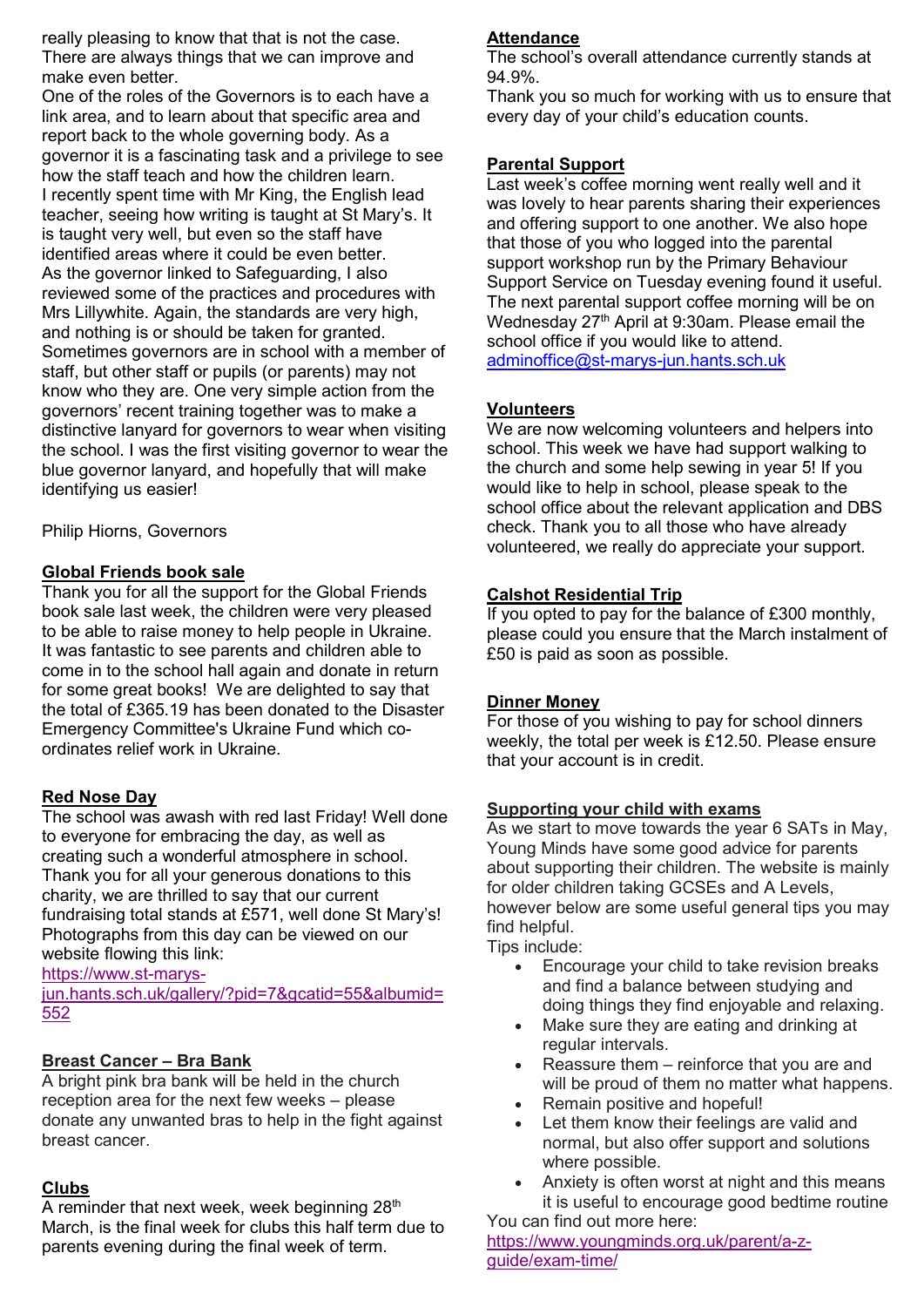really pleasing to know that that is not the case. There are always things that we can improve and make even better.

One of the roles of the Governors is to each have a link area, and to learn about that specific area and report back to the whole governing body. As a governor it is a fascinating task and a privilege to see how the staff teach and how the children learn.

I recently spent time with Mr King, the English lead teacher, seeing how writing is taught at St Mary's. It is taught very well, but even so the staff have identified areas where it could be even better.

As the governor linked to Safeguarding, I also reviewed some of the practices and procedures with Mrs Lillywhite. Again, the standards are very high, and nothing is or should be taken for granted.

Sometimes governors are in school with a member of staff, but other staff or pupils (or parents) may not know who they are. One very simple action from the governors' recent training together was to make a distinctive lanyard for governors to wear when visiting the school. I was the first visiting governor to wear the blue governor lanyard, and hopefully that will make identifying us easier!

Philip Hiorns, Governors

## Global Friends book sale

Thank you for all the support for the Global Friends book sale last week, the children were very pleased to be able to raise money to help people in Ukraine. It was fantastic to see parents and children able to come in to the school hall again and donate in return for some great books! We are delighted to say that the total of £365.19 has been donated to the Disaster Emergency Committee's Ukraine Fund which co-ordinates relief work in Ukraine.

## Red Nose Day

The school was awash with red last Friday! Well done to everyone for embracing the day, as well as creating such a wonderful atmosphere in school. Thank you for all your generous donations to this charity, we are thrilled to say that our current fundraising total stands at £571, well done St Mary's! Photographs from this day can be viewed on our website flowing this link:

https://www.st-marys-jun.hants.sch.uk/gallery/?pid=7&gcatid=55&albumid=552

## Breast Cancer – Bra Bank

A bright pink bra bank will be held in the church reception area for the next few weeks – please donate any unwanted bras to help in the fight against breast cancer.

## Clubs

A reminder that next week, week beginning 28th March, is the final week for clubs this half term due to parents evening during the final week of term.

## Attendance

The school's overall attendance currently stands at 94.9%.

Thank you so much for working with us to ensure that every day of your child's education counts.

## Parental Support

Last week's coffee morning went really well and it was lovely to hear parents sharing their experiences and offering support to one another. We also hope that those of you who logged into the parental support workshop run by the Primary Behaviour Support Service on Tuesday evening found it useful. The next parental support coffee morning will be on Wednesday 27th April at 9:30am. Please email the school office if you would like to attend.

adminoffice@st-marys-jun.hants.sch.uk

## Volunteers

We are now welcoming volunteers and helpers into school. This week we have had support walking to the church and some help sewing in year 5! If you would like to help in school, please speak to the school office about the relevant application and DBS check. Thank you to all those who have already volunteered, we really do appreciate your support.

## Calshot Residential Trip

If you opted to pay for the balance of £300 monthly, please could you ensure that the March instalment of £50 is paid as soon as possible.

## Dinner Money

For those of you wishing to pay for school dinners weekly, the total per week is £12.50. Please ensure that your account is in credit.

## Supporting your child with exams

As we start to move towards the year 6 SATs in May, Young Minds have some good advice for parents about supporting their children. The website is mainly for older children taking GCSEs and A Levels, however below are some useful general tips you may find helpful.

Tips include:

- Encourage your child to take revision breaks and find a balance between studying and doing things they find enjoyable and relaxing.
- Make sure they are eating and drinking at regular intervals.
- Reassure them – reinforce that you are and will be proud of them no matter what happens.
- Remain positive and hopeful!
- Let them know their feelings are valid and normal, but also offer support and solutions where possible.
- Anxiety is often worst at night and this means it is useful to encourage good bedtime routine

You can find out more here:

https://www.youngminds.org.uk/parent/a-z-guide/exam-time/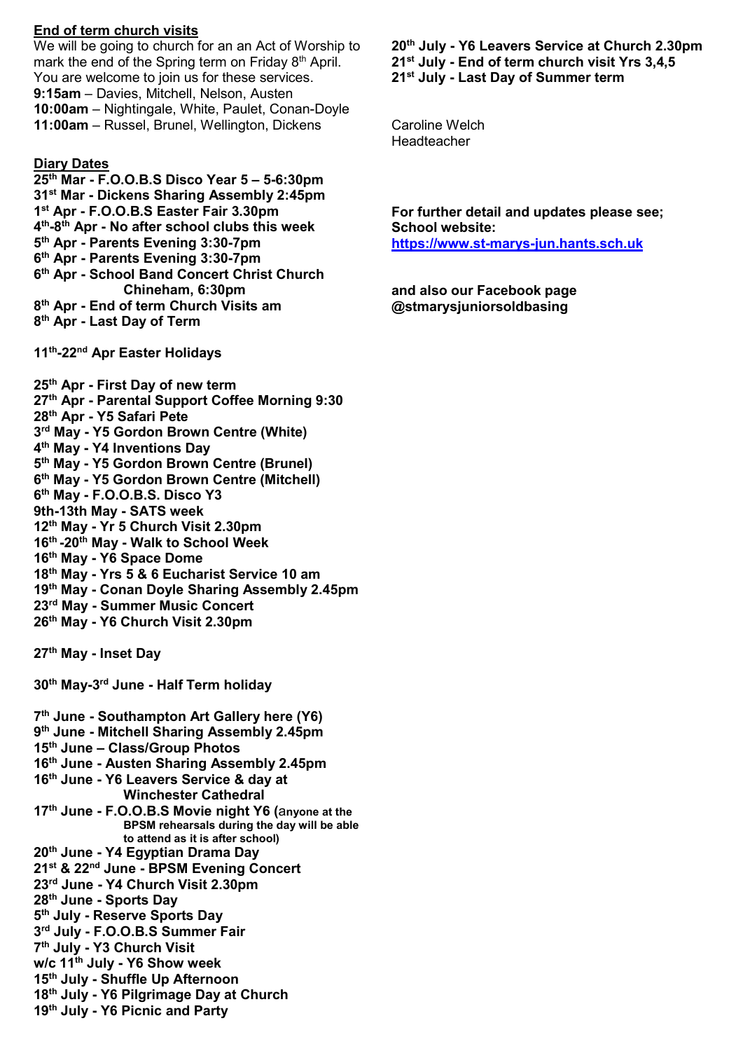**End of term church visits**

We will be going to church for an an Act of Worship to mark the end of the Spring term on Friday 8th April. You are welcome to join us for these services.

**9:15am** – Davies, Mitchell, Nelson, Austen
**10:00am** – Nightingale, White, Paulet, Conan-Doyle
**11:00am** – Russel, Brunel, Wellington, Dickens

**Diary Dates**

**25th Mar - F.O.O.B.S Disco Year 5 – 5-6:30pm**
**31st Mar - Dickens Sharing Assembly 2:45pm**
**1st Apr - F.O.O.B.S Easter Fair 3.30pm**
**4th-8th Apr - No after school clubs this week**
**5th Apr - Parents Evening 3:30-7pm**
**6th Apr - Parents Evening 3:30-7pm**
**6th Apr - School Band Concert Christ Church Chineham, 6:30pm**
**8th Apr - End of term Church Visits am**
**8th Apr - Last Day of Term**

**11th-22nd Apr Easter Holidays**

**25th Apr - First Day of new term**
**27th Apr - Parental Support Coffee Morning 9:30**
**28th Apr - Y5 Safari Pete**
**3rd May - Y5 Gordon Brown Centre (White)**
**4th May - Y4 Inventions Day**
**5th May - Y5 Gordon Brown Centre (Brunel)**
**6th May - Y5 Gordon Brown Centre (Mitchell)**
**6th May - F.O.O.B.S. Disco Y3**
**9th-13th May - SATS week**
**12th May - Yr 5 Church Visit 2.30pm**
**16th -20th May - Walk to School Week**
**16th May - Y6 Space Dome**
**18th May - Yrs 5 & 6 Eucharist Service 10 am**
**19th May - Conan Doyle Sharing Assembly 2.45pm**
**23rd May - Summer Music Concert**
**26th May - Y6 Church Visit 2.30pm**

**27th May - Inset Day**

**30th May-3rd June - Half Term holiday**

**7th June - Southampton Art Gallery here (Y6)**
**9th June - Mitchell Sharing Assembly 2.45pm**
**15th June – Class/Group Photos**
**16th June - Austen Sharing Assembly 2.45pm**
**16th June - Y6 Leavers Service & day at Winchester Cathedral**
**17th June - F.O.O.B.S Movie night Y6 (anyone at the BPSM rehearsals during the day will be able to attend as it is after school)**
**20th June - Y4 Egyptian Drama Day**
**21st & 22nd June - BPSM Evening Concert**
**23rd June - Y4 Church Visit 2.30pm**
**28th June - Sports Day**
**5th July - Reserve Sports Day**
**3rd July - F.O.O.B.S Summer Fair**
**7th July - Y3 Church Visit**
**w/c 11th July - Y6 Show week**
**15th July - Shuffle Up Afternoon**
**18th July - Y6 Pilgrimage Day at Church**
**19th July - Y6 Picnic and Party**
**20th July - Y6 Leavers Service at Church 2.30pm**
**21st July - End of term church visit Yrs 3,4,5**
**21st July - Last Day of Summer term**

Caroline Welch
Headteacher

**For further detail and updates please see;**
**School website:**
**https://www.st-marys-jun.hants.sch.uk**

**and also our Facebook page**
**@stmarysjuniorsoldbasing**